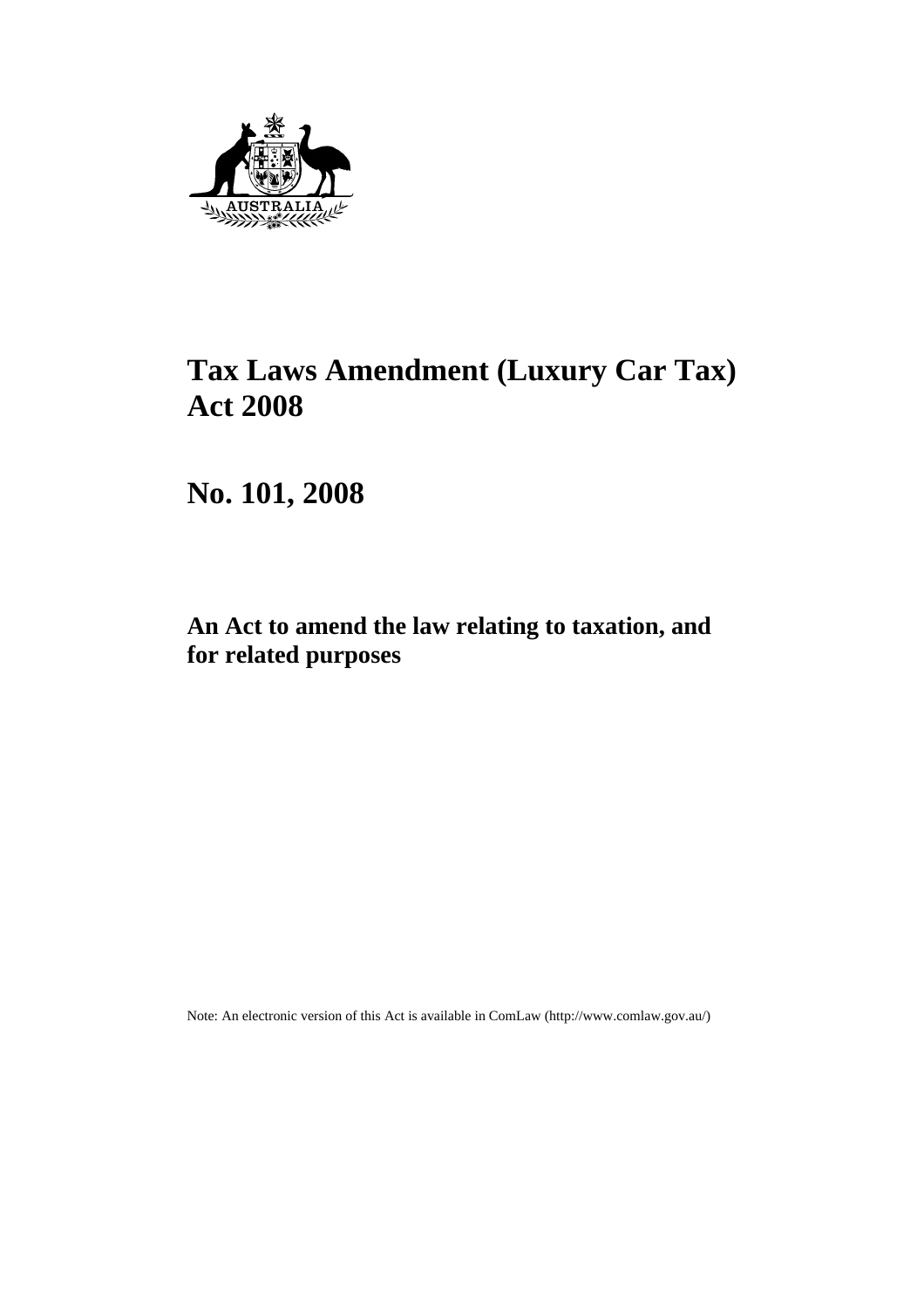# Tax Laws Amendment (Luxury Car Tax) Act 2008

## No. 101, 2008

### An Act to amend the law relating to taxation, and for related purposes

Note: An electronic version of this Act is available in ComLaw (http://www.comlaw.gov.au/)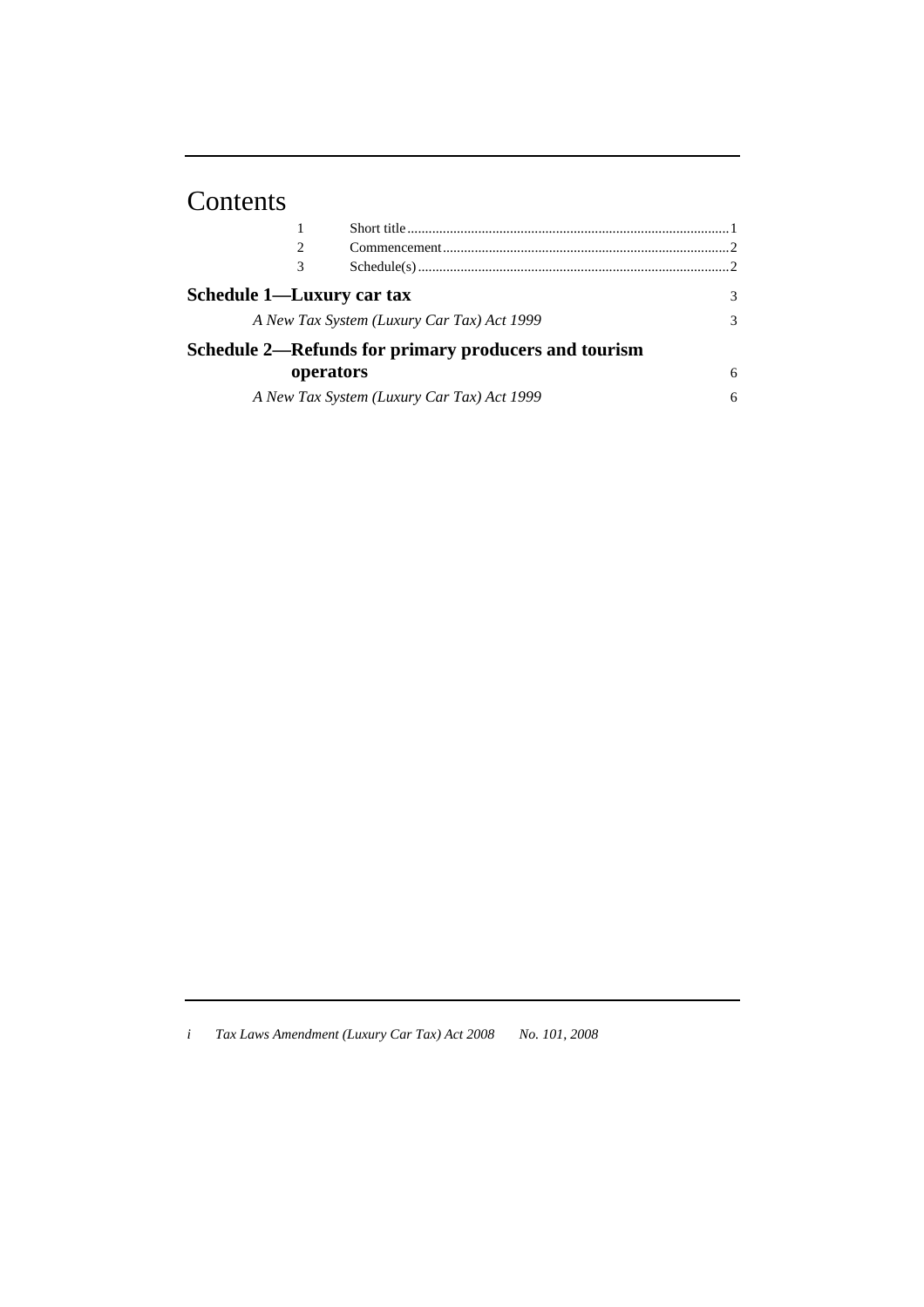# Contents

| | | |
|---|---|---|
| 1 | Short title | 1 |
| 2 | Commencement | 2 |
| 3 | Schedule(s) | 2 |

**Schedule 1—Luxury car tax** 3

*A New Tax System (Luxury Car Tax) Act 1999* 3

**Schedule 2—Refunds for primary producers and tourism operators** 6

*A New Tax System (Luxury Car Tax) Act 1999* 6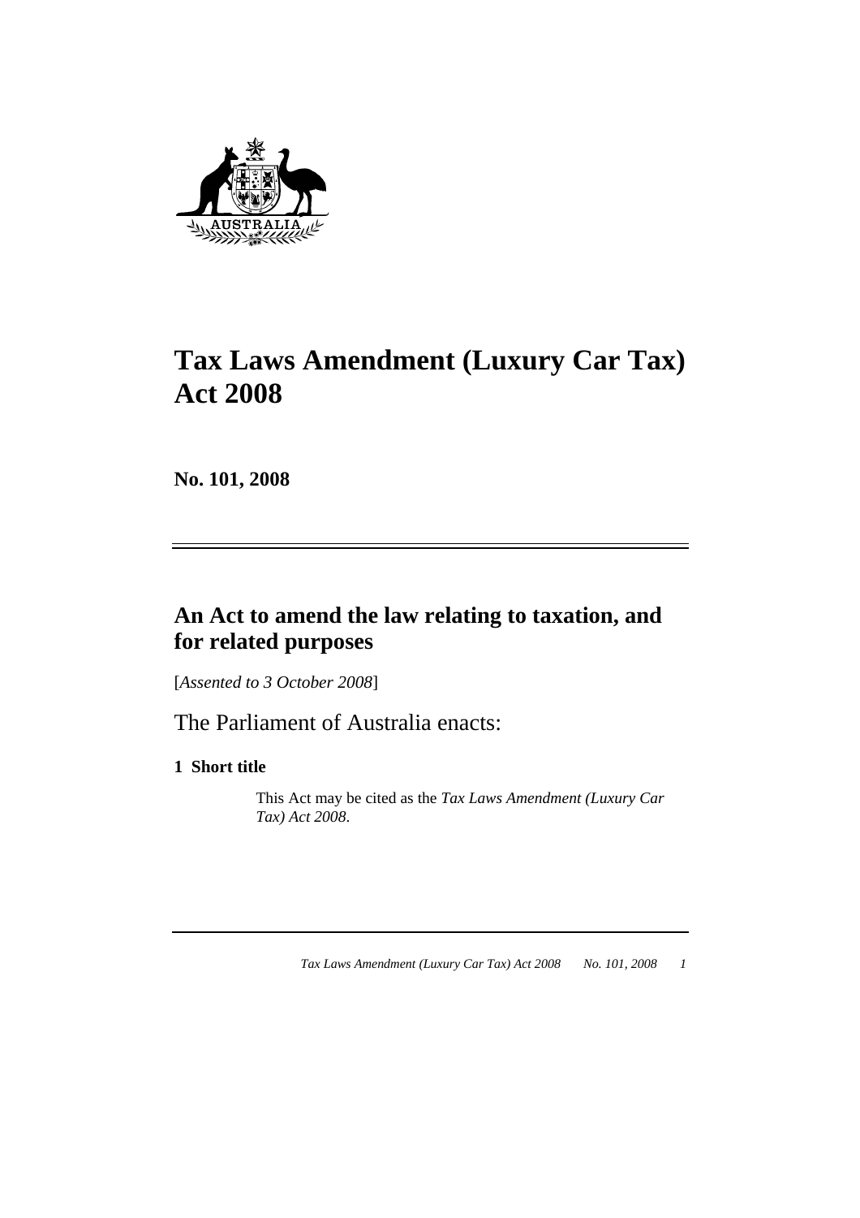# Tax Laws Amendment (Luxury Car Tax) Act 2008

**No. 101, 2008**

## An Act to amend the law relating to taxation, and for related purposes

[*Assented to 3 October 2008*]

The Parliament of Australia enacts:

### 1 Short title

This Act may be cited as the *Tax Laws Amendment (Luxury Car Tax) Act 2008*.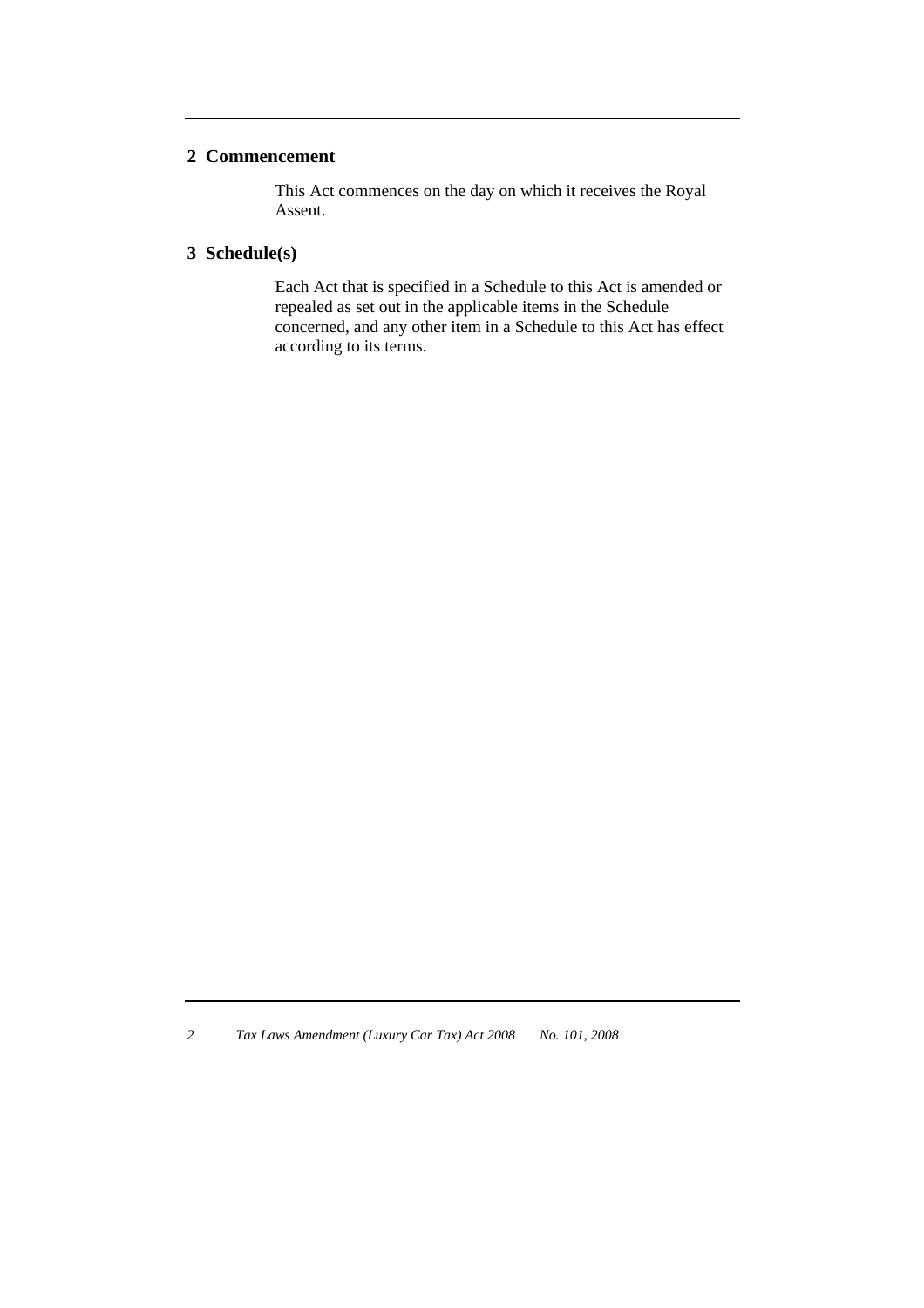## 2 Commencement

This Act commences on the day on which it receives the Royal Assent.

## 3 Schedule(s)

Each Act that is specified in a Schedule to this Act is amended or repealed as set out in the applicable items in the Schedule concerned, and any other item in a Schedule to this Act has effect according to its terms.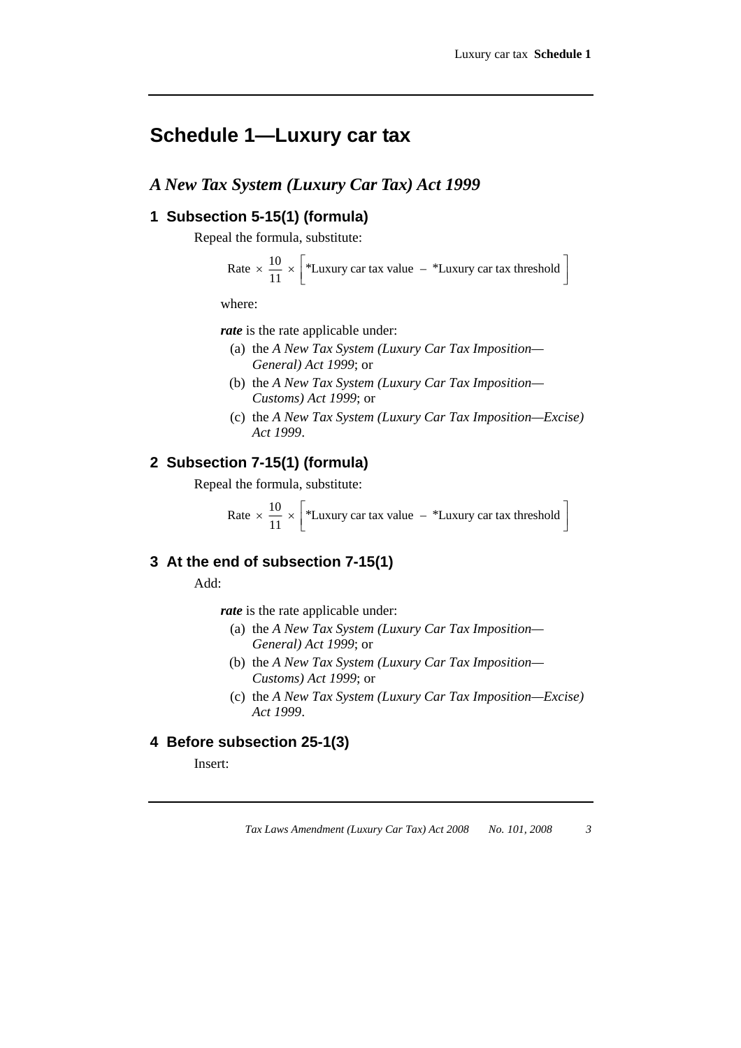# Schedule 1—Luxury car tax

## *A New Tax System (Luxury Car Tax) Act 1999*

### 1 Subsection 5-15(1) (formula)

Repeal the formula, substitute:

$$\text{Rate} \times \frac{10}{11} \times \left[ {}^{*}\text{Luxury car tax value} - {}^{*}\text{Luxury car tax threshold} \right]$$

where:

***rate*** is the rate applicable under:

(a) the *A New Tax System (Luxury Car Tax Imposition—General) Act 1999*; or

(b) the *A New Tax System (Luxury Car Tax Imposition—Customs) Act 1999*; or

(c) the *A New Tax System (Luxury Car Tax Imposition—Excise) Act 1999*.

### 2 Subsection 7-15(1) (formula)

Repeal the formula, substitute:

$$\text{Rate} \times \frac{10}{11} \times \left[ {}^{*}\text{Luxury car tax value} - {}^{*}\text{Luxury car tax threshold} \right]$$

### 3 At the end of subsection 7-15(1)

Add:

***rate*** is the rate applicable under:

(a) the *A New Tax System (Luxury Car Tax Imposition—General) Act 1999*; or

(b) the *A New Tax System (Luxury Car Tax Imposition—Customs) Act 1999*; or

(c) the *A New Tax System (Luxury Car Tax Imposition—Excise) Act 1999*.

### 4 Before subsection 25-1(3)

Insert: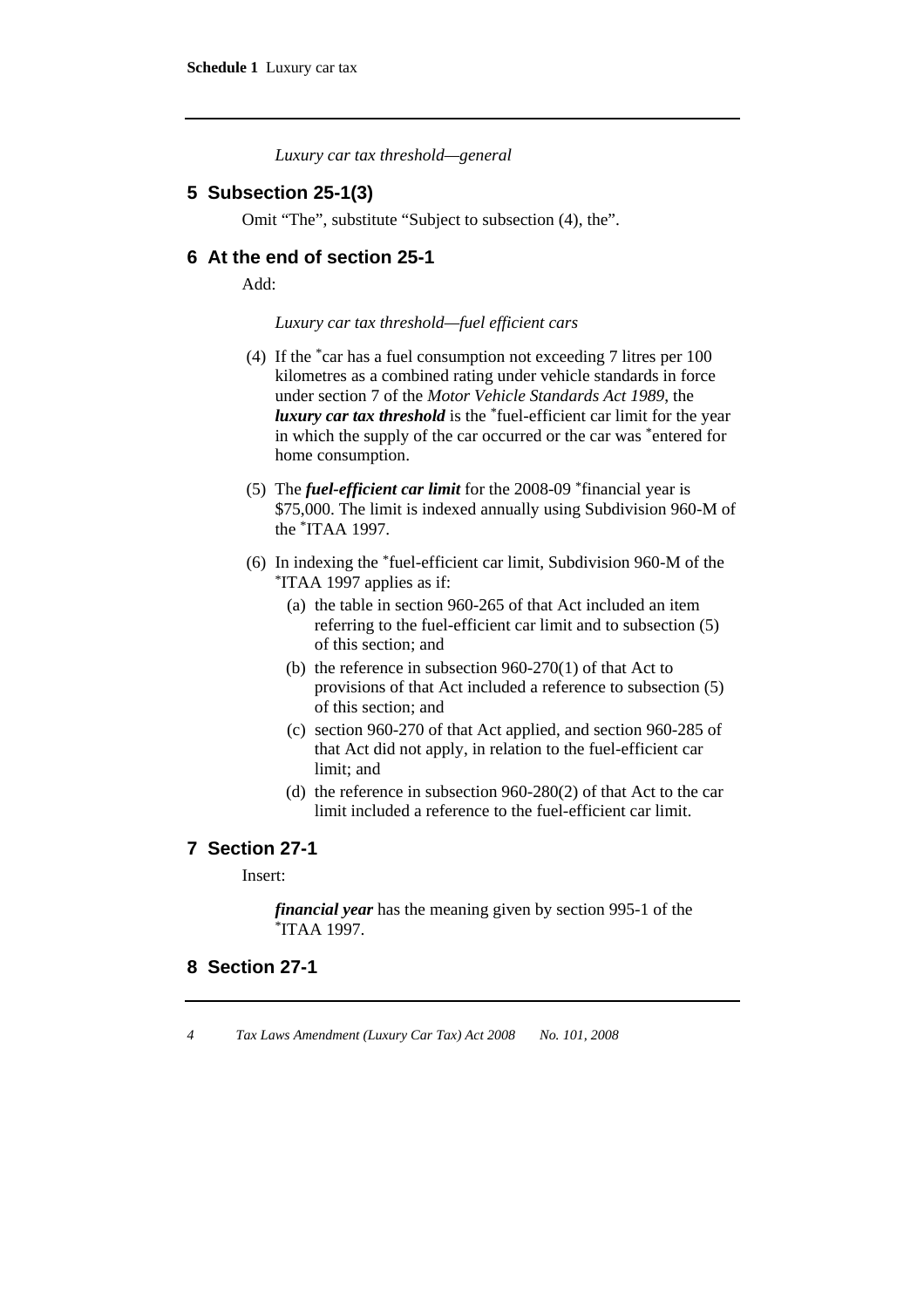*Luxury car tax threshold—general*

## 5 Subsection 25-1(3)

Omit "The", substitute "Subject to subsection (4), the".

## 6 At the end of section 25-1

Add:

*Luxury car tax threshold—fuel efficient cars*

(4) If the *car has a fuel consumption not exceeding 7 litres per 100 kilometres as a combined rating under vehicle standards in force under section 7 of the *Motor Vehicle Standards Act 1989*, the ***luxury car tax threshold*** is the *fuel-efficient car limit for the year in which the supply of the car occurred or the car was *entered for home consumption.

(5) The ***fuel-efficient car limit*** for the 2008-09 *financial year is $75,000. The limit is indexed annually using Subdivision 960-M of the *ITAA 1997.

(6) In indexing the *fuel-efficient car limit, Subdivision 960-M of the *ITAA 1997 applies as if:

(a) the table in section 960-265 of that Act included an item referring to the fuel-efficient car limit and to subsection (5) of this section; and

(b) the reference in subsection 960-270(1) of that Act to provisions of that Act included a reference to subsection (5) of this section; and

(c) section 960-270 of that Act applied, and section 960-285 of that Act did not apply, in relation to the fuel-efficient car limit; and

(d) the reference in subsection 960-280(2) of that Act to the car limit included a reference to the fuel-efficient car limit.

## 7 Section 27-1

Insert:

***financial year*** has the meaning given by section 995-1 of the *ITAA 1997.

## 8 Section 27-1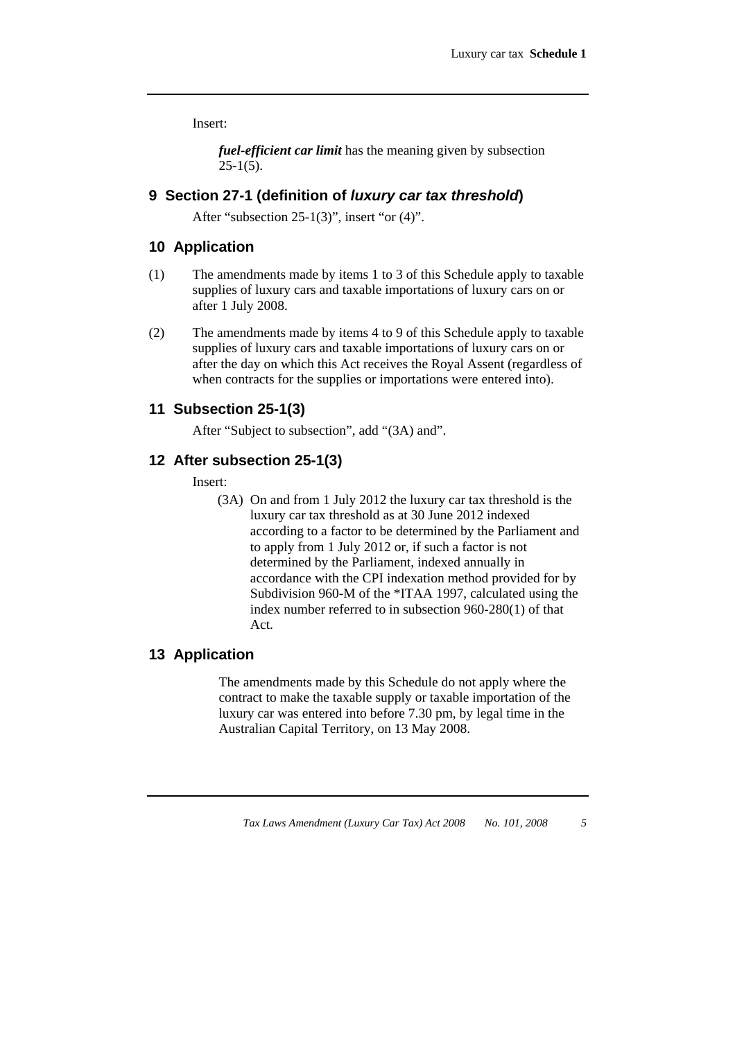Insert:

> ***fuel-efficient car limit*** has the meaning given by subsection 25-1(5).

### 9 Section 27-1 (definition of *luxury car tax threshold*)

After "subsection 25-1(3)", insert "or (4)".

### 10 Application

(1) The amendments made by items 1 to 3 of this Schedule apply to taxable supplies of luxury cars and taxable importations of luxury cars on or after 1 July 2008.

(2) The amendments made by items 4 to 9 of this Schedule apply to taxable supplies of luxury cars and taxable importations of luxury cars on or after the day on which this Act receives the Royal Assent (regardless of when contracts for the supplies or importations were entered into).

### 11 Subsection 25-1(3)

After "Subject to subsection", add "(3A) and".

### 12 After subsection 25-1(3)

Insert:

> (3A) On and from 1 July 2012 the luxury car tax threshold is the luxury car tax threshold as at 30 June 2012 indexed according to a factor to be determined by the Parliament and to apply from 1 July 2012 or, if such a factor is not determined by the Parliament, indexed annually in accordance with the CPI indexation method provided for by Subdivision 960-M of the *ITAA 1997, calculated using the index number referred to in subsection 960-280(1) of that Act.

### 13 Application

The amendments made by this Schedule do not apply where the contract to make the taxable supply or taxable importation of the luxury car was entered into before 7.30 pm, by legal time in the Australian Capital Territory, on 13 May 2008.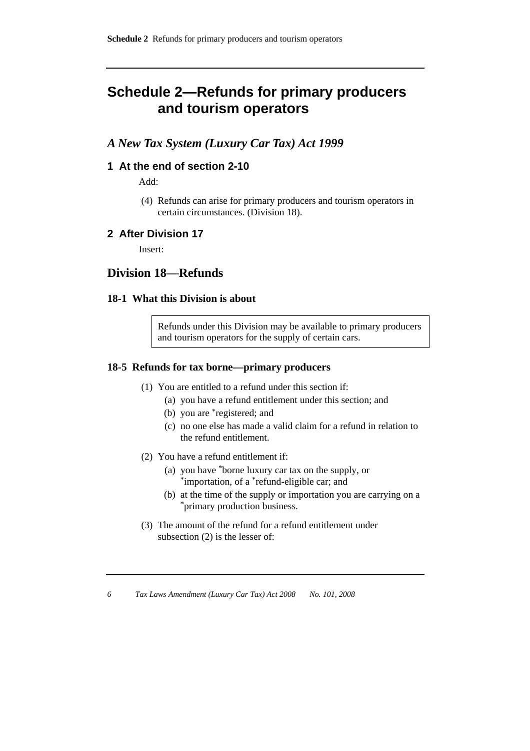# Schedule 2—Refunds for primary producers and tourism operators

## *A New Tax System (Luxury Car Tax) Act 1999*

### 1 At the end of section 2-10

Add:

(4) Refunds can arise for primary producers and tourism operators in certain circumstances. (Division 18).

### 2 After Division 17

Insert:

## Division 18—Refunds

### 18-1 What this Division is about

> Refunds under this Division may be available to primary producers and tourism operators for the supply of certain cars.

### 18-5 Refunds for tax borne—primary producers

(1) You are entitled to a refund under this section if:

- (a) you have a refund entitlement under this section; and
- (b) you are *registered; and
- (c) no one else has made a valid claim for a refund in relation to the refund entitlement.

(2) You have a refund entitlement if:

- (a) you have *borne luxury car tax on the supply, or *importation, of a *refund-eligible car; and
- (b) at the time of the supply or importation you are carrying on a *primary production business.

(3) The amount of the refund for a refund entitlement under subsection (2) is the lesser of: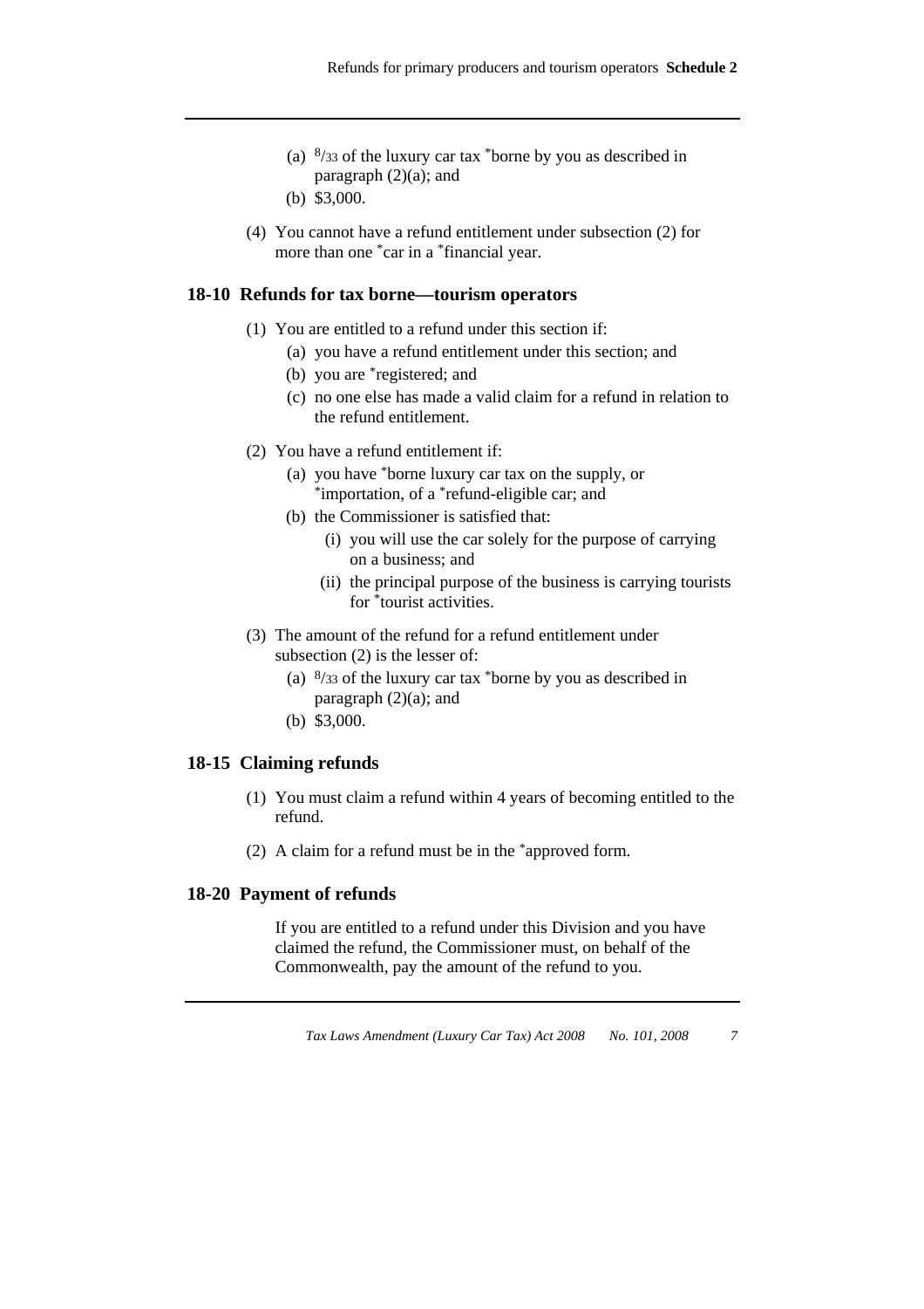(a) $^8/_{33}$ of the luxury car tax *borne by you as described in paragraph (2)(a); and

(b) $3,000.

(4) You cannot have a refund entitlement under subsection (2) for more than one *car in a *financial year.

### 18-10 Refunds for tax borne—tourism operators

(1) You are entitled to a refund under this section if:

(a) you have a refund entitlement under this section; and

(b) you are *registered; and

(c) no one else has made a valid claim for a refund in relation to the refund entitlement.

(2) You have a refund entitlement if:

(a) you have *borne luxury car tax on the supply, or *importation, of a *refund-eligible car; and

(b) the Commissioner is satisfied that:

(i) you will use the car solely for the purpose of carrying on a business; and

(ii) the principal purpose of the business is carrying tourists for *tourist activities.

(3) The amount of the refund for a refund entitlement under subsection (2) is the lesser of:

(a) $^8/_{33}$ of the luxury car tax *borne by you as described in paragraph (2)(a); and

(b) $3,000.

### 18-15 Claiming refunds

(1) You must claim a refund within 4 years of becoming entitled to the refund.

(2) A claim for a refund must be in the *approved form.

### 18-20 Payment of refunds

If you are entitled to a refund under this Division and you have claimed the refund, the Commissioner must, on behalf of the Commonwealth, pay the amount of the refund to you.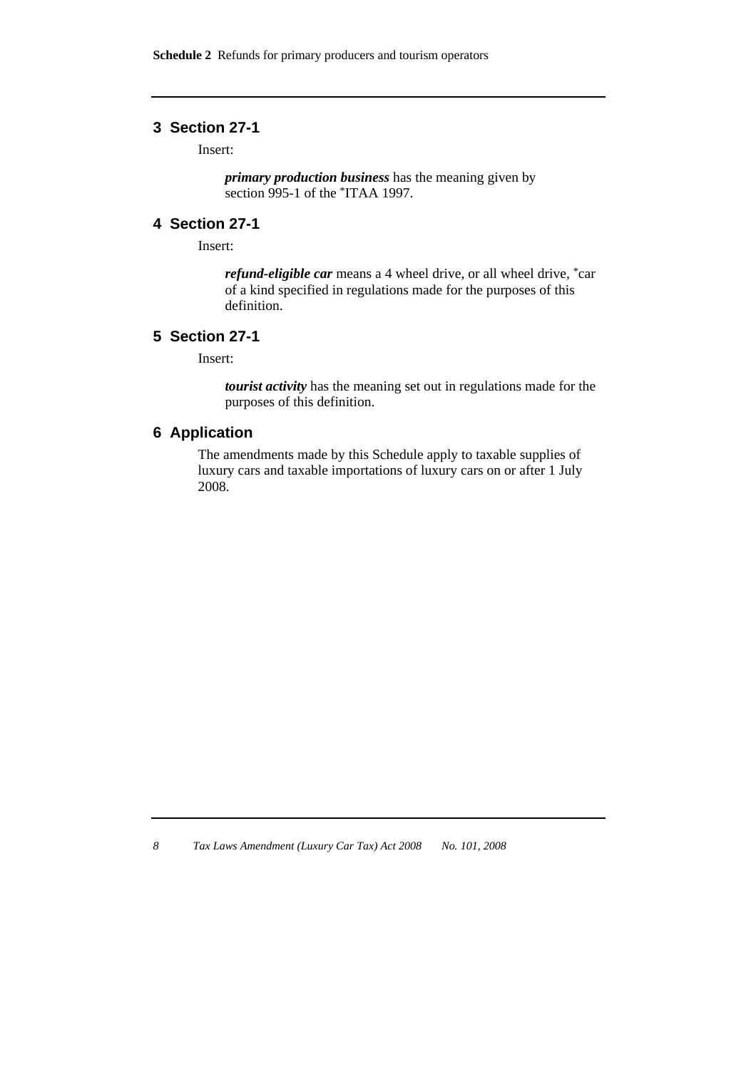## 3 Section 27-1

Insert:

> ***primary production business*** has the meaning given by section 995-1 of the *ITAA 1997.

## 4 Section 27-1

Insert:

> ***refund-eligible car*** means a 4 wheel drive, or all wheel drive, *car of a kind specified in regulations made for the purposes of this definition.

## 5 Section 27-1

Insert:

> ***tourist activity*** has the meaning set out in regulations made for the purposes of this definition.

## 6 Application

The amendments made by this Schedule apply to taxable supplies of luxury cars and taxable importations of luxury cars on or after 1 July 2008.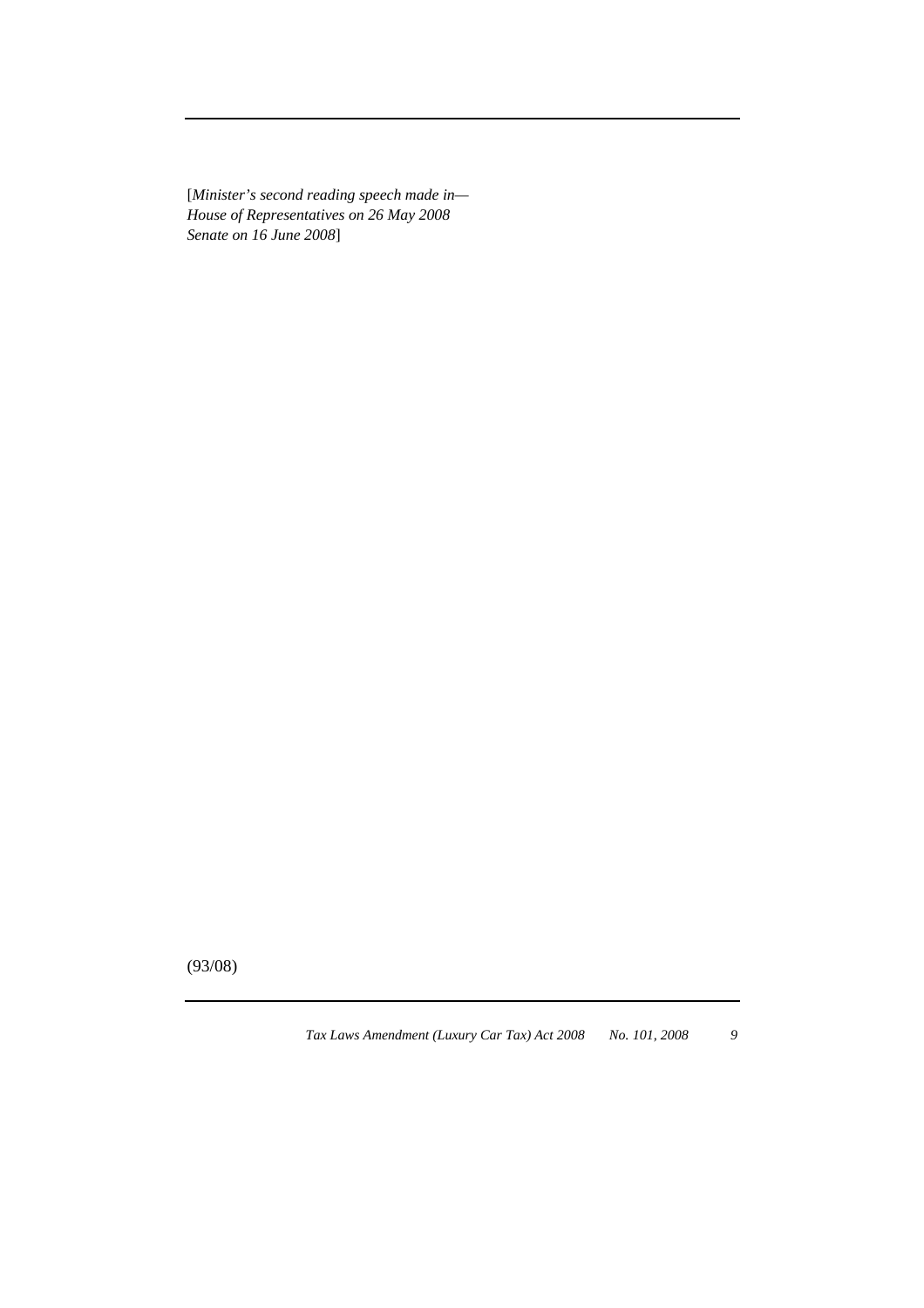[*Minister's second reading speech made in—*
*House of Representatives on 26 May 2008*
*Senate on 16 June 2008*]

(93/08)